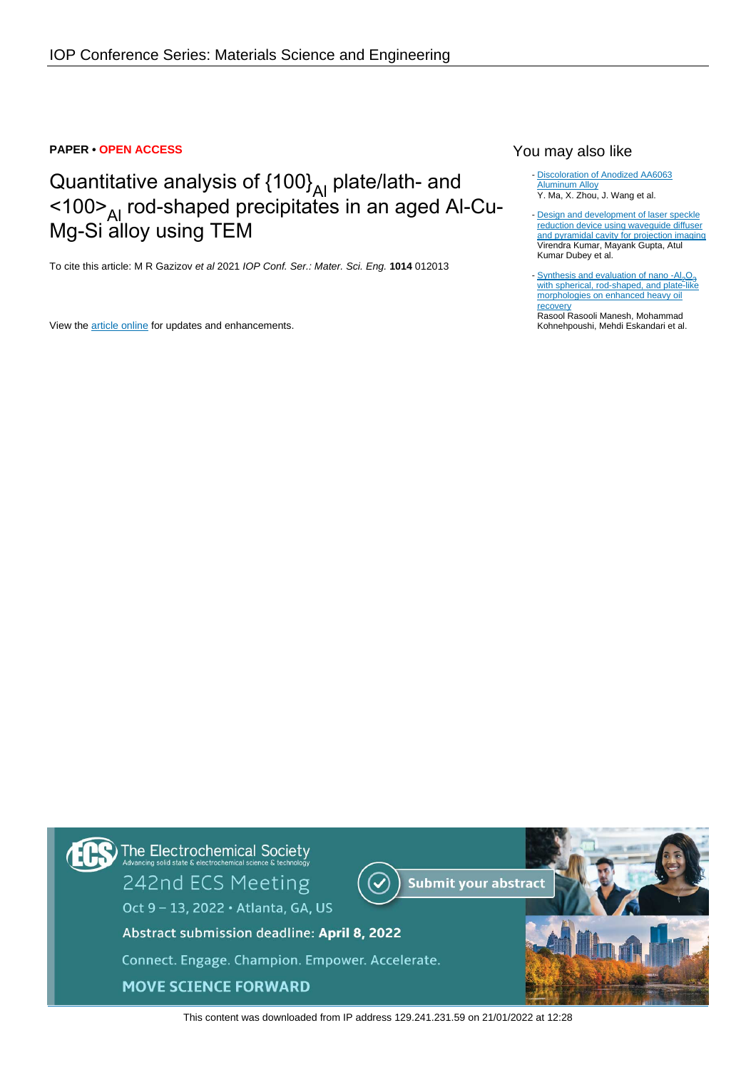IOP Conference Series: Materials Science and Engineering

**PAPER • OPEN ACCESS**

# Quantitative analysis of $\{100\}_{Al}$ plate/lath- and $<100>_{Al}$ rod-shaped precipitates in an aged Al-Cu-Mg-Si alloy using TEM

To cite this article: M R Gazizov *et al* 2021 *IOP Conf. Ser.: Mater. Sci. Eng.* **1014** 012013

View the article online for updates and enhancements.

## You may also like

- Discoloration of Anodized AA6063 Aluminum Alloy
Y. Ma, X. Zhou, J. Wang et al.

- Design and development of laser speckle reduction device using waveguide diffuser and pyramidal cavity for projection imaging
Virendra Kumar, Mayank Gupta, Atul Kumar Dubey et al.

- Synthesis and evaluation of nano -$Al_2O_3$ with spherical, rod-shaped, and plate-like morphologies on enhanced heavy oil recovery
Rasool Rasooli Manesh, Mohammad Kohnehpoushi, Mehdi Eskandari et al.

The Electrochemical Society
Advancing solid state & electrochemical science & technology

242nd ECS Meeting

Oct 9 – 13, 2022 • Atlanta, GA, US

Abstract submission deadline: **April 8, 2022**

Connect. Engage. Champion. Empower. Accelerate.

MOVE SCIENCE FORWARD

Submit your abstract

This content was downloaded from IP address 129.241.231.59 on 21/01/2022 at 12:28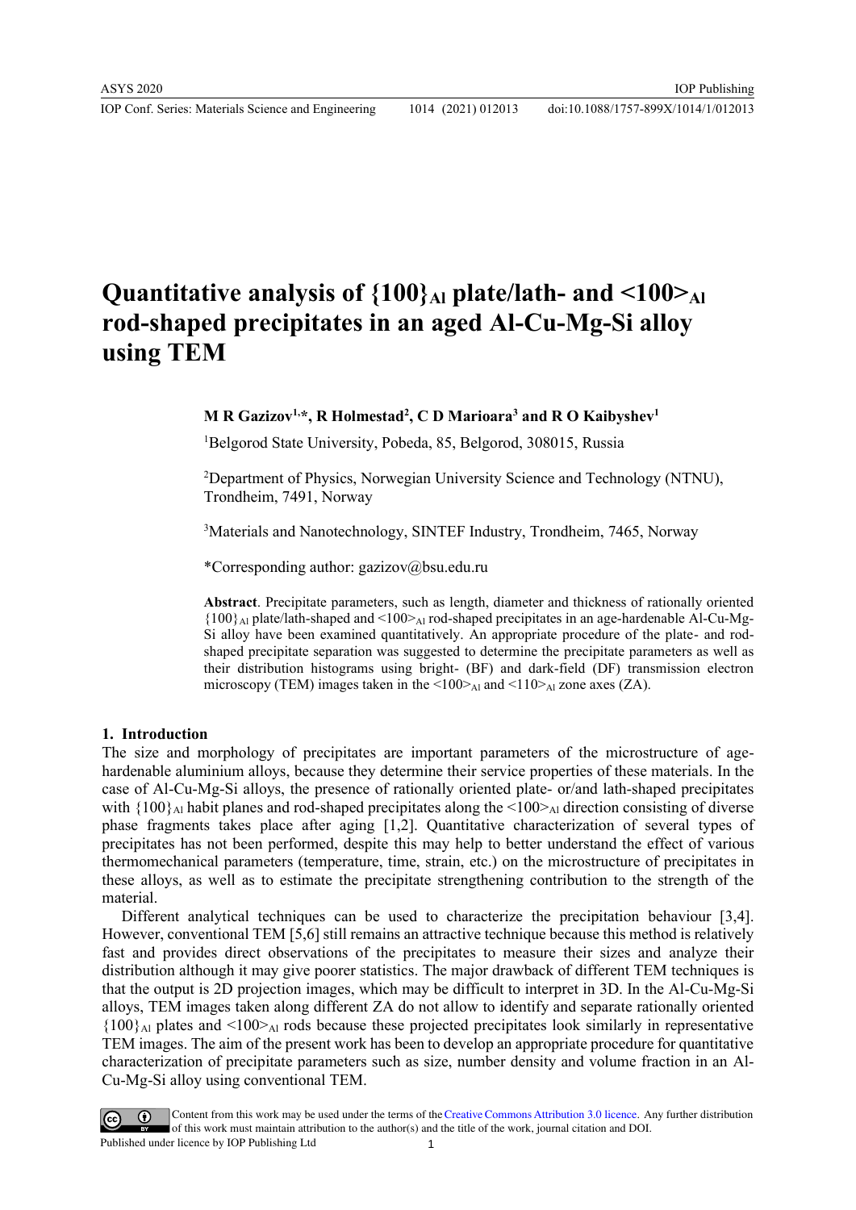# Quantitative analysis of $\{100\}_{Al}$ plate/lath- and $<100>_{Al}$ rod-shaped precipitates in an aged Al-Cu-Mg-Si alloy using TEM

**M R Gazizov[1,*], R Holmestad[2], C D Marioara[3] and R O Kaibyshev[1]**

[1]Belgorod State University, Pobeda, 85, Belgorod, 308015, Russia

[2]Department of Physics, Norwegian University Science and Technology (NTNU), Trondheim, 7491, Norway

[3]Materials and Nanotechnology, SINTEF Industry, Trondheim, 7465, Norway

*Corresponding author: gazizov@bsu.edu.ru

**Abstract**. Precipitate parameters, such as length, diameter and thickness of rationally oriented $\{100\}_{Al}$ plate/lath-shaped and $<100>_{Al}$ rod-shaped precipitates in an age-hardenable Al-Cu-Mg-Si alloy have been examined quantitatively. An appropriate procedure of the plate- and rod-shaped precipitate separation was suggested to determine the precipitate parameters as well as their distribution histograms using bright- (BF) and dark-field (DF) transmission electron microscopy (TEM) images taken in the $<100>_{Al}$ and $<110>_{Al}$ zone axes (ZA).

## 1. Introduction

The size and morphology of precipitates are important parameters of the microstructure of age-hardenable aluminium alloys, because they determine their service properties of these materials. In the case of Al-Cu-Mg-Si alloys, the presence of rationally oriented plate- or/and lath-shaped precipitates with $\{100\}_{Al}$ habit planes and rod-shaped precipitates along the $<100>_{Al}$ direction consisting of diverse phase fragments takes place after aging [1,2]. Quantitative characterization of several types of precipitates has not been performed, despite this may help to better understand the effect of various thermomechanical parameters (temperature, time, strain, etc.) on the microstructure of precipitates in these alloys, as well as to estimate the precipitate strengthening contribution to the strength of the material.

Different analytical techniques can be used to characterize the precipitation behaviour [3,4]. However, conventional TEM [5,6] still remains an attractive technique because this method is relatively fast and provides direct observations of the precipitates to measure their sizes and analyze their distribution although it may give poorer statistics. The major drawback of different TEM techniques is that the output is 2D projection images, which may be difficult to interpret in 3D. In the Al-Cu-Mg-Si alloys, TEM images taken along different ZA do not allow to identify and separate rationally oriented $\{100\}_{Al}$ plates and $<100>_{Al}$ rods because these projected precipitates look similarly in representative TEM images. The aim of the present work has been to develop an appropriate procedure for quantitative characterization of precipitate parameters such as size, number density and volume fraction in an Al-Cu-Mg-Si alloy using conventional TEM.

Content from this work may be used under the terms of the Creative Commons Attribution 3.0 licence. Any further distribution of this work must maintain attribution to the author(s) and the title of the work, journal citation and DOI.
Published under licence by IOP Publishing Ltd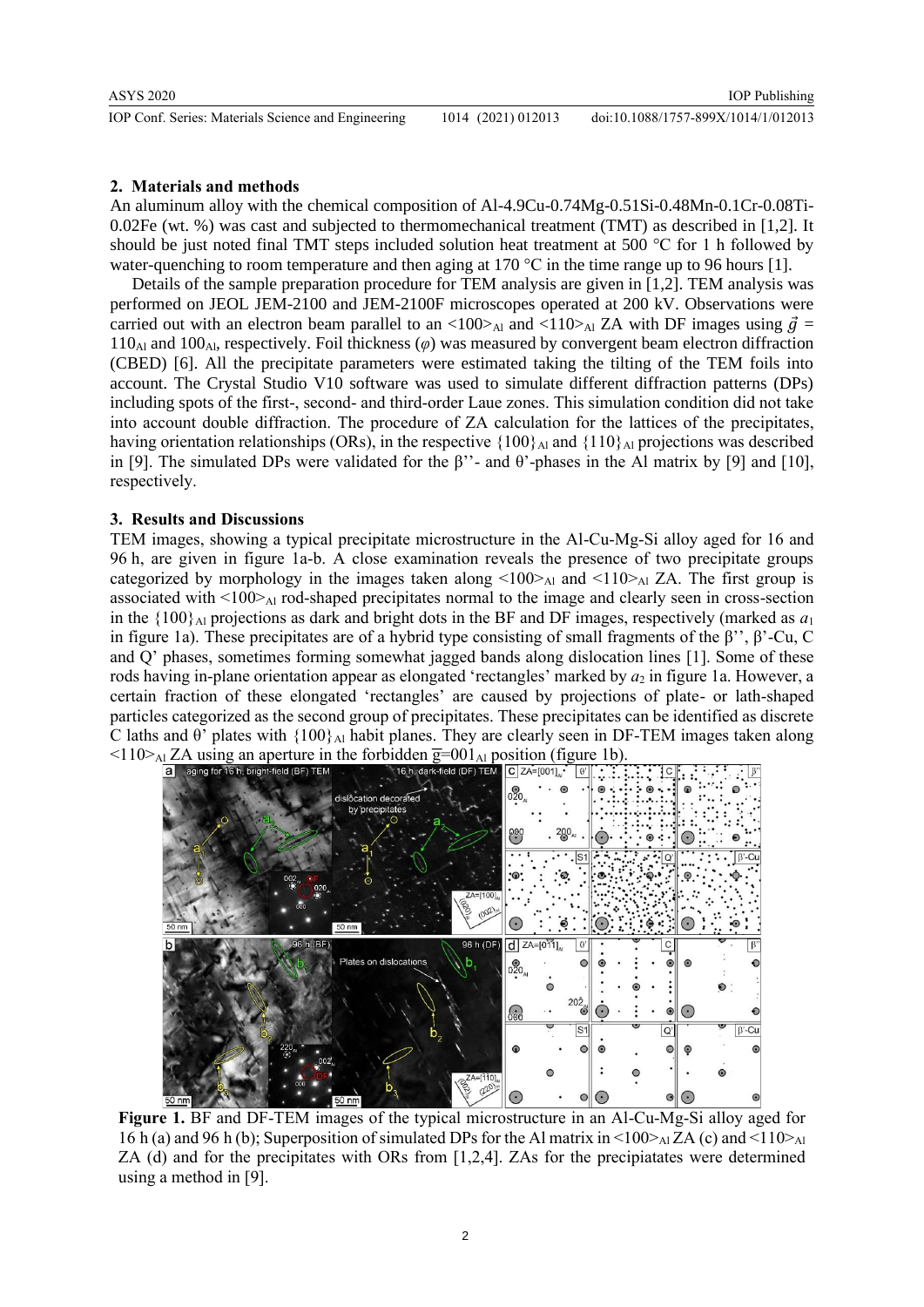## 2. Materials and methods

An aluminum alloy with the chemical composition of Al-4.9Cu-0.74Mg-0.51Si-0.48Mn-0.1Cr-0.08Ti-0.02Fe (wt. %) was cast and subjected to thermomechanical treatment (TMT) as described in [1,2]. It should be just noted final TMT steps included solution heat treatment at 500 °C for 1 h followed by water-quenching to room temperature and then aging at 170 °C in the time range up to 96 hours [1].

Details of the sample preparation procedure for TEM analysis are given in [1,2]. TEM analysis was performed on JEOL JEM-2100 and JEM-2100F microscopes operated at 200 kV. Observations were carried out with an electron beam parallel to an $<100>_{Al}$ and $<110>_{Al}$ ZA with DF images using $\vec{g} = 110_{Al}$ and $100_{Al}$, respectively. Foil thickness ($\varphi$) was measured by convergent beam electron diffraction (CBED) [6]. All the precipitate parameters were estimated taking the tilting of the TEM foils into account. The Crystal Studio V10 software was used to simulate different diffraction patterns (DPs) including spots of the first-, second- and third-order Laue zones. This simulation condition did not take into account double diffraction. The procedure of ZA calculation for the lattices of the precipitates, having orientation relationships (ORs), in the respective $\{100\}_{Al}$ and $\{110\}_{Al}$ projections was described in [9]. The simulated DPs were validated for the β''- and θ'-phases in the Al matrix by [9] and [10], respectively.

## 3. Results and Discussions

TEM images, showing a typical precipitate microstructure in the Al-Cu-Mg-Si alloy aged for 16 and 96 h, are given in figure 1a-b. A close examination reveals the presence of two precipitate groups categorized by morphology in the images taken along $<100>_{Al}$ and $<110>_{Al}$ ZA. The first group is associated with $<100>_{Al}$ rod-shaped precipitates normal to the image and clearly seen in cross-section in the $\{100\}_{Al}$ projections as dark and bright dots in the BF and DF images, respectively (marked as $a_1$ in figure 1a). These precipitates are of a hybrid type consisting of small fragments of the β'', β'-Cu, C and Q' phases, sometimes forming somewhat jagged bands along dislocation lines [1]. Some of these rods having in-plane orientation appear as elongated 'rectangles' marked by $a_2$ in figure 1a. However, a certain fraction of these elongated 'rectangles' are caused by projections of plate- or lath-shaped particles categorized as the second group of precipitates. These precipitates can be identified as discrete C laths and θ' plates with $\{100\}_{Al}$ habit planes. They are clearly seen in DF-TEM images taken along $<110>_{Al}$ ZA using an aperture in the forbidden $\overline{g}=001_{Al}$ position (figure 1b).

**Figure 1.** BF and DF-TEM images of the typical microstructure in an Al-Cu-Mg-Si alloy aged for 16 h (a) and 96 h (b); Superposition of simulated DPs for the Al matrix in $<100>_{Al}$ ZA (c) and $<110>_{Al}$ ZA (d) and for the precipitates with ORs from [1,2,4]. ZAs for the precipiatates were determined using a method in [9].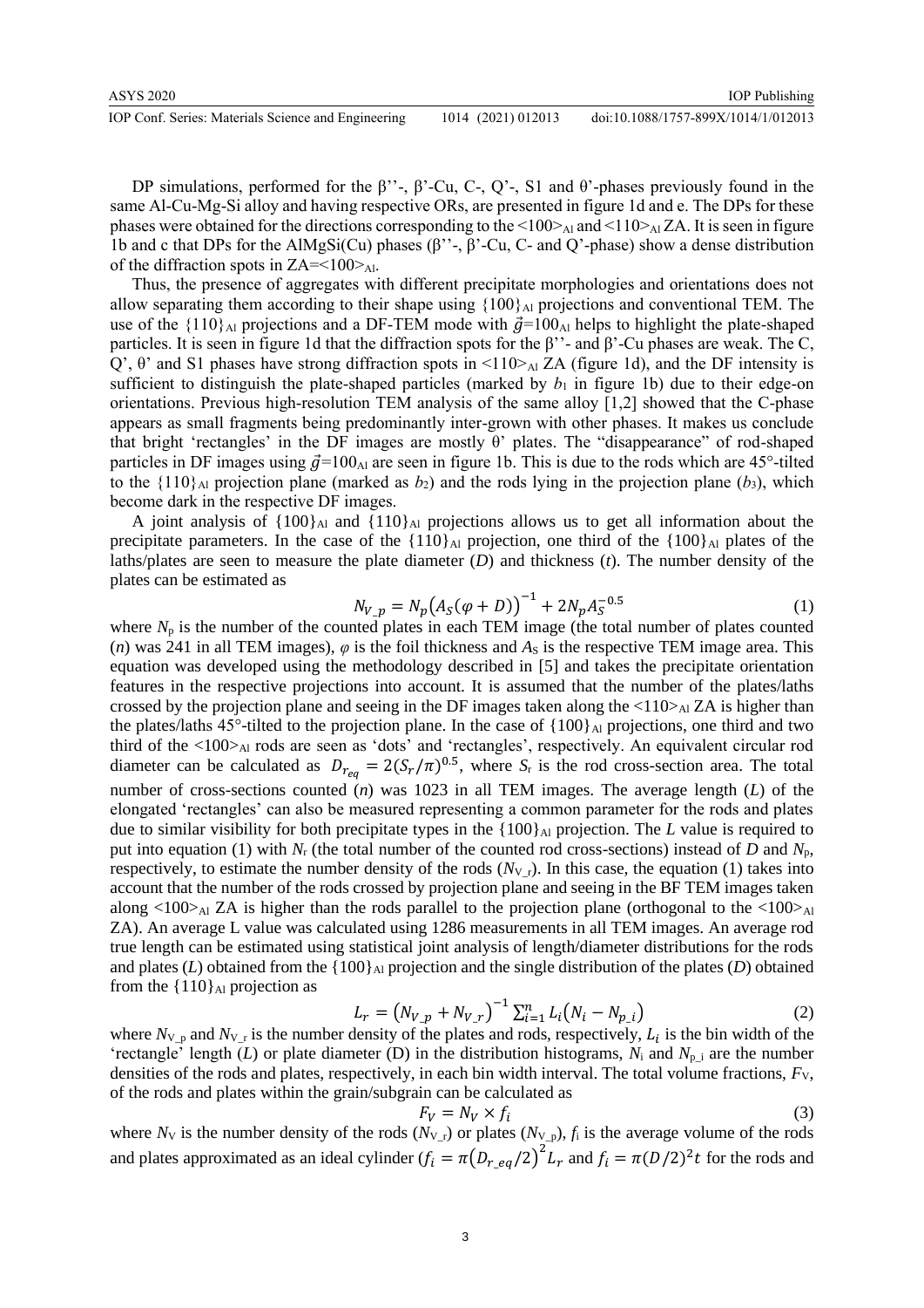DP simulations, performed for the β''-, β'-Cu, C-, Q'-, S1 and θ'-phases previously found in the same Al-Cu-Mg-Si alloy and having respective ORs, are presented in figure 1d and e. The DPs for these phases were obtained for the directions corresponding to the $<100>_{Al}$ and $<110>_{Al}$ ZA. It is seen in figure 1b and c that DPs for the AlMgSi(Cu) phases (β''-, β'-Cu, C- and Q'-phase) show a dense distribution of the diffraction spots in ZA=$<100>_{Al}$.

Thus, the presence of aggregates with different precipitate morphologies and orientations does not allow separating them according to their shape using $\{100\}_{Al}$ projections and conventional TEM. The use of the $\{110\}_{Al}$ projections and a DF-TEM mode with $\vec{g}=100_{Al}$ helps to highlight the plate-shaped particles. It is seen in figure 1d that the diffraction spots for the β''- and β'-Cu phases are weak. The C, Q', θ' and S1 phases have strong diffraction spots in $<110>_{Al}$ ZA (figure 1d), and the DF intensity is sufficient to distinguish the plate-shaped particles (marked by $b_1$ in figure 1b) due to their edge-on orientations. Previous high-resolution TEM analysis of the same alloy [1,2] showed that the C-phase appears as small fragments being predominantly inter-grown with other phases. It makes us conclude that bright 'rectangles' in the DF images are mostly θ' plates. The "disappearance" of rod-shaped particles in DF images using $\vec{g}=100_{Al}$ are seen in figure 1b. This is due to the rods which are 45°-tilted to the $\{110\}_{Al}$ projection plane (marked as $b_2$) and the rods lying in the projection plane ($b_3$), which become dark in the respective DF images.

A joint analysis of $\{100\}_{Al}$ and $\{110\}_{Al}$ projections allows us to get all information about the precipitate parameters. In the case of the $\{110\}_{Al}$ projection, one third of the $\{100\}_{Al}$ plates of the laths/plates are seen to measure the plate diameter ($D$) and thickness ($t$). The number density of the plates can be estimated as

$$N_{V\_p} = N_p\big(A_S(\varphi + D)\big)^{-1} + 2N_pA_S^{-0.5} \tag{1}$$

where $N_p$ is the number of the counted plates in each TEM image (the total number of plates counted ($n$) was 241 in all TEM images), $\varphi$ is the foil thickness and $A_S$ is the respective TEM image area. This equation was developed using the methodology described in [5] and takes the precipitate orientation features in the respective projections into account. It is assumed that the number of the plates/laths crossed by the projection plane and seeing in the DF images taken along the $<110>_{Al}$ ZA is higher than the plates/laths 45°-tilted to the projection plane. In the case of $\{100\}_{Al}$ projections, one third and two third of the $<100>_{Al}$ rods are seen as 'dots' and 'rectangles', respectively. An equivalent circular rod diameter can be calculated as $D_{r_{eq}} = 2(S_r/\pi)^{0.5}$, where $S_r$ is the rod cross-section area. The total number of cross-sections counted ($n$) was 1023 in all TEM images. The average length ($L$) of the elongated 'rectangles' can also be measured representing a common parameter for the rods and plates due to similar visibility for both precipitate types in the $\{100\}_{Al}$ projection. The $L$ value is required to put into equation (1) with $N_r$ (the total number of the counted rod cross-sections) instead of $D$ and $N_p$, respectively, to estimate the number density of the rods ($N_{V\_r}$). In this case, the equation (1) takes into account that the number of the rods crossed by projection plane and seeing in the BF TEM images taken along $<100>_{Al}$ ZA is higher than the rods parallel to the projection plane (orthogonal to the $<100>_{Al}$ ZA). An average L value was calculated using 1286 measurements in all TEM images. An average rod true length can be estimated using statistical joint analysis of length/diameter distributions for the rods and plates ($L$) obtained from the $\{100\}_{Al}$ projection and the single distribution of the plates ($D$) obtained from the $\{110\}_{Al}$ projection as

$$L_r = \big(N_{V\_p} + N_{V\_r}\big)^{-1}\sum_{i=1}^{n} L_i\big(N_i - N_{p\_i}\big) \tag{2}$$

where $N_{V\_p}$ and $N_{V\_r}$ is the number density of the plates and rods, respectively, $L_i$ is the bin width of the 'rectangle' length ($L$) or plate diameter (D) in the distribution histograms, $N_i$ and $N_{p\_i}$ are the number densities of the rods and plates, respectively, in each bin width interval. The total volume fractions, $F_V$, of the rods and plates within the grain/subgrain can be calculated as

$$F_V = N_V \times f_i \tag{3}$$

where $N_V$ is the number density of the rods ($N_{V\_r}$) or plates ($N_{V\_p}$), $f_i$ is the average volume of the rods and plates approximated as an ideal cylinder ($f_i = \pi\big(D_{r\_eq}/2\big)^2 L_r$ and $f_i = \pi(D/2)^2 t$ for the rods and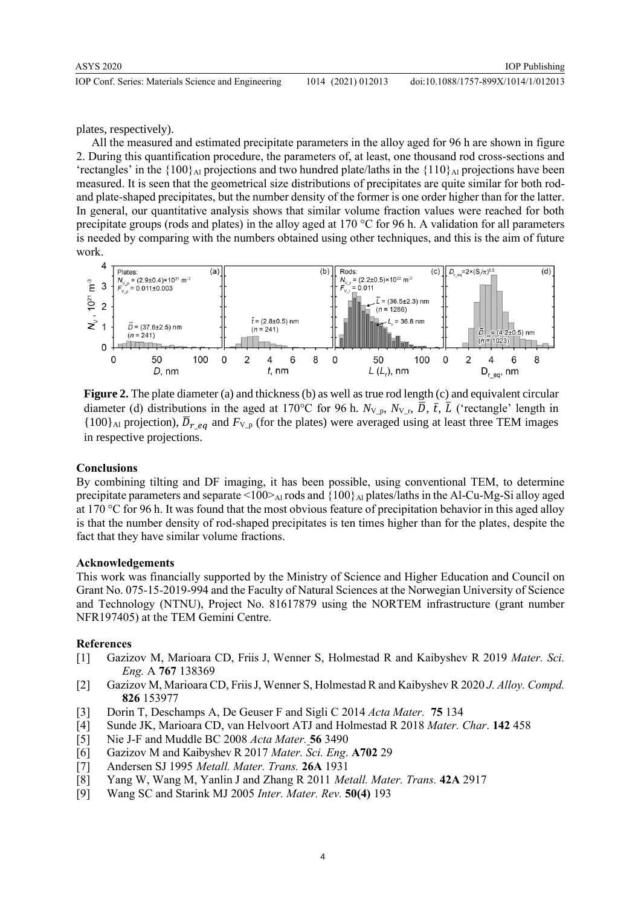plates, respectively).

All the measured and estimated precipitate parameters in the alloy aged for 96 h are shown in figure 2. During this quantification procedure, the parameters of, at least, one thousand rod cross-sections and 'rectangles' in the $\{100\}_{Al}$ projections and two hundred plate/laths in the $\{110\}_{Al}$ projections have been measured. It is seen that the geometrical size distributions of precipitates are quite similar for both rod- and plate-shaped precipitates, but the number density of the former is one order higher than for the latter. In general, our quantitative analysis shows that similar volume fraction values were reached for both precipitate groups (rods and plates) in the alloy aged at 170 °C for 96 h. A validation for all parameters is needed by comparing with the numbers obtained using other techniques, and this is the aim of future work.

(a) Plates: $N_{V\_p} = (2.9\pm0.4)\times10^{21}$ m$^{-3}$, $F_{V\_p} = 0.011\pm0.003$, $\bar{D} = (37.6\pm2.5)$ nm ($n$ = 241)
(b) $\bar{t} = (2.8\pm0.5)$ nm ($n$ = 241)
(c) Rods: $N_{V\_r} = (2.2\pm0.5)\times10^{22}$ m$^{-3}$, $F_{V\_r} = 0.011$, $\bar{L} = (36.5\pm2.3)$ nm ($n$ = 1286), $L_r$ = 36.8 nm
(d) $D_{r\_eq} = 2\times(S_r/\pi)^{0.5}$, $\bar{D}_{r\_eq} = (4.2\pm0.5)$ nm ($n$ = 1023)

$N_V$, $10^{21}$ m$^{-3}$
$D$, nm
$t$, nm
$L$ ($L_r$), nm
$D_{r\_eq}$, nm

**Figure 2.** The plate diameter (a) and thickness (b) as well as true rod length (c) and equivalent circular diameter (d) distributions in the aged at 170°C for 96 h. $N_{V\_p}$, $N_{V\_r}$, $\bar{D}$, $\bar{t}$, $\bar{L}$ ('rectangle' length in $\{100\}_{Al}$ projection), $\bar{D}_{r\_eq}$ and $F_{V\_p}$ (for the plates) were averaged using at least three TEM images in respective projections.

## Conclusions

By combining tilting and DF imaging, it has been possible, using conventional TEM, to determine precipitate parameters and separate $<100>_{Al}$ rods and $\{100\}_{Al}$ plates/laths in the Al-Cu-Mg-Si alloy aged at 170 °C for 96 h. It was found that the most obvious feature of precipitation behavior in this aged alloy is that the number density of rod-shaped precipitates is ten times higher than for the plates, despite the fact that they have similar volume fractions.

## Acknowledgements

This work was financially supported by the Ministry of Science and Higher Education and Council on Grant No. 075-15-2019-994 and the Faculty of Natural Sciences at the Norwegian University of Science and Technology (NTNU), Project No. 81617879 using the NORTEM infrastructure (grant number NFR197405) at the TEM Gemini Centre.

## References

[1] Gazizov M, Marioara CD, Friis J, Wenner S, Holmestad R and Kaibyshev R 2019 *Mater. Sci. Eng.* A **767** 138369

[2] Gazizov M, Marioara CD, Friis J, Wenner S, Holmestad R and Kaibyshev R 2020 *J. Alloy. Compd.* **826** 153977

[3] Dorin T, Deschamps A, De Geuser F and Sigli C 2014 *Acta Mater.* **75** 134

[4] Sunde JK, Marioara CD, van Helvoort ATJ and Holmestad R 2018 *Mater. Char*. **142** 458

[5] Nie J-F and Muddle BC 2008 *Acta Mater.* **56** 3490

[6] Gazizov M and Kaibyshev R 2017 *Mater. Sci. Eng*. **A702** 29

[7] Andersen SJ 1995 *Metall. Mater. Trans.* **26A** 1931

[8] Yang W, Wang M, Yanlin J and Zhang R 2011 *Metall. Mater. Trans.* **42A** 2917

[9] Wang SC and Starink MJ 2005 *Inter. Mater. Rev.* **50(4)** 193